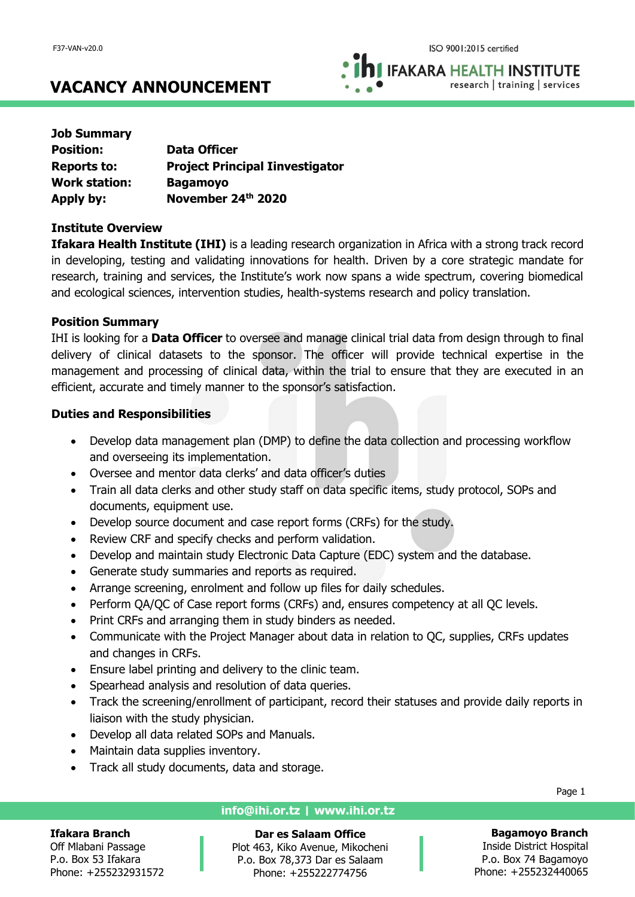# VACANCY ANNOUNCEMENT

**Job Summary**

| | |
|---|---|
| **Position:** | **Data Officer** |
| **Reports to:** | **Project Principal Iinvestigator** |
| **Work station:** | **Bagamoyo** |
| **Apply by:** | **November 24th 2020** |

**Institute Overview**

**Ifakara Health Institute (IHI)** is a leading research organization in Africa with a strong track record in developing, testing and validating innovations for health. Driven by a core strategic mandate for research, training and services, the Institute's work now spans a wide spectrum, covering biomedical and ecological sciences, intervention studies, health-systems research and policy translation.

**Position Summary**

IHI is looking for a **Data Officer** to oversee and manage clinical trial data from design through to final delivery of clinical datasets to the sponsor. The officer will provide technical expertise in the management and processing of clinical data, within the trial to ensure that they are executed in an efficient, accurate and timely manner to the sponsor's satisfaction.

**Duties and Responsibilities**

- Develop data management plan (DMP) to define the data collection and processing workflow and overseeing its implementation.
- Oversee and mentor data clerks' and data officer's duties
- Train all data clerks and other study staff on data specific items, study protocol, SOPs and documents, equipment use.
- Develop source document and case report forms (CRFs) for the study.
- Review CRF and specify checks and perform validation.
- Develop and maintain study Electronic Data Capture (EDC) system and the database.
- Generate study summaries and reports as required.
- Arrange screening, enrolment and follow up files for daily schedules.
- Perform QA/QC of Case report forms (CRFs) and, ensures competency at all QC levels.
- Print CRFs and arranging them in study binders as needed.
- Communicate with the Project Manager about data in relation to QC, supplies, CRFs updates and changes in CRFs.
- Ensure label printing and delivery to the clinic team.
- Spearhead analysis and resolution of data queries.
- Track the screening/enrollment of participant, record their statuses and provide daily reports in liaison with the study physician.
- Develop all data related SOPs and Manuals.
- Maintain data supplies inventory.
- Track all study documents, data and storage.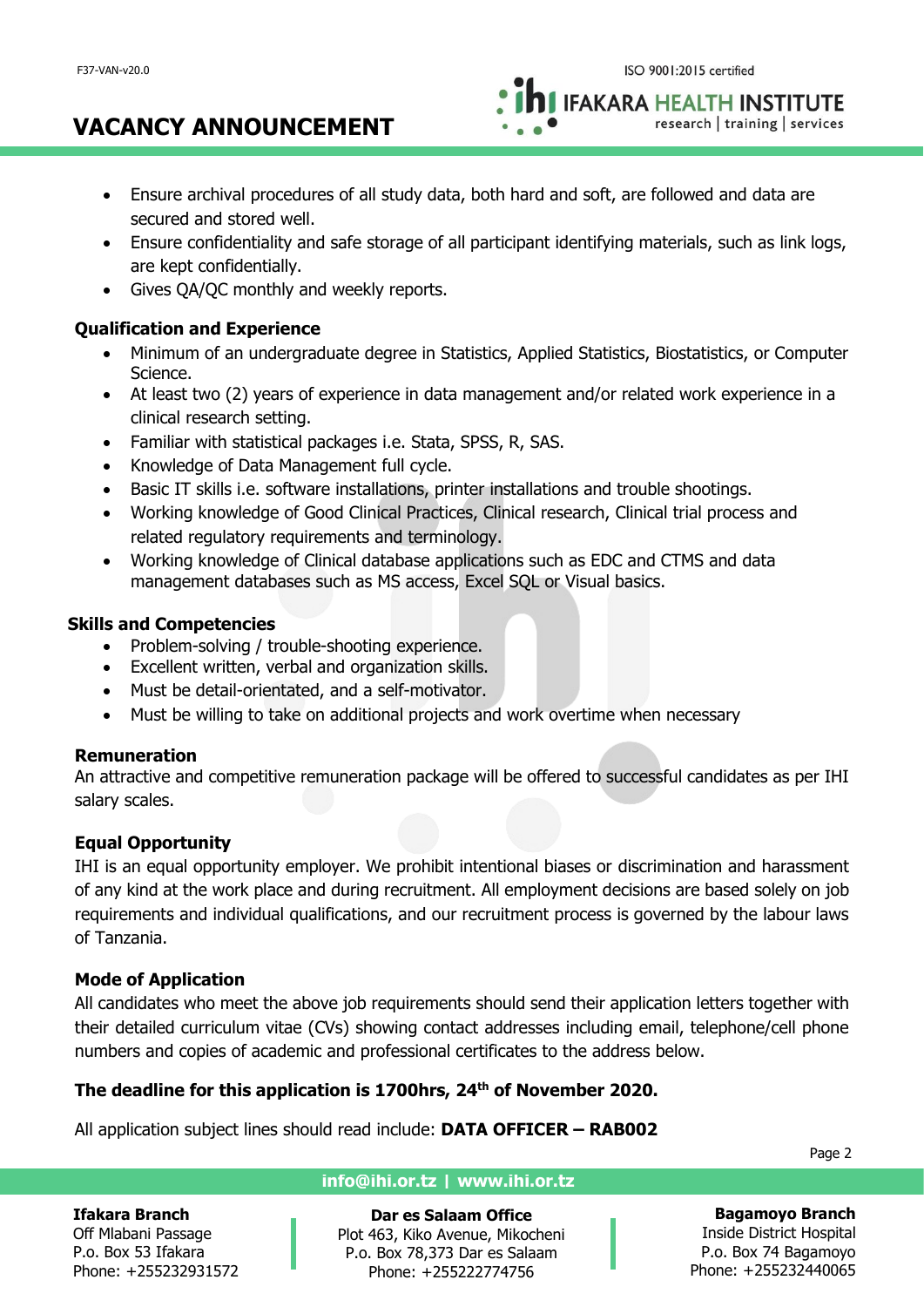- Ensure archival procedures of all study data, both hard and soft, are followed and data are secured and stored well.
- Ensure confidentiality and safe storage of all participant identifying materials, such as link logs, are kept confidentially.
- Gives QA/QC monthly and weekly reports.

**Qualification and Experience**

- Minimum of an undergraduate degree in Statistics, Applied Statistics, Biostatistics, or Computer Science.
- At least two (2) years of experience in data management and/or related work experience in a clinical research setting.
- Familiar with statistical packages i.e. Stata, SPSS, R, SAS.
- Knowledge of Data Management full cycle.
- Basic IT skills i.e. software installations, printer installations and trouble shootings.
- Working knowledge of Good Clinical Practices, Clinical research, Clinical trial process and related regulatory requirements and terminology.
- Working knowledge of Clinical database applications such as EDC and CTMS and data management databases such as MS access, Excel SQL or Visual basics.

**Skills and Competencies**

- Problem-solving / trouble-shooting experience.
- Excellent written, verbal and organization skills.
- Must be detail-orientated, and a self-motivator.
- Must be willing to take on additional projects and work overtime when necessary

**Remuneration**

An attractive and competitive remuneration package will be offered to successful candidates as per IHI salary scales.

**Equal Opportunity**

IHI is an equal opportunity employer. We prohibit intentional biases or discrimination and harassment of any kind at the work place and during recruitment. All employment decisions are based solely on job requirements and individual qualifications, and our recruitment process is governed by the labour laws of Tanzania.

**Mode of Application**

All candidates who meet the above job requirements should send their application letters together with their detailed curriculum vitae (CVs) showing contact addresses including email, telephone/cell phone numbers and copies of academic and professional certificates to the address below.

**The deadline for this application is 1700hrs, 24th of November 2020.**

All application subject lines should read include: **DATA OFFICER – RAB002**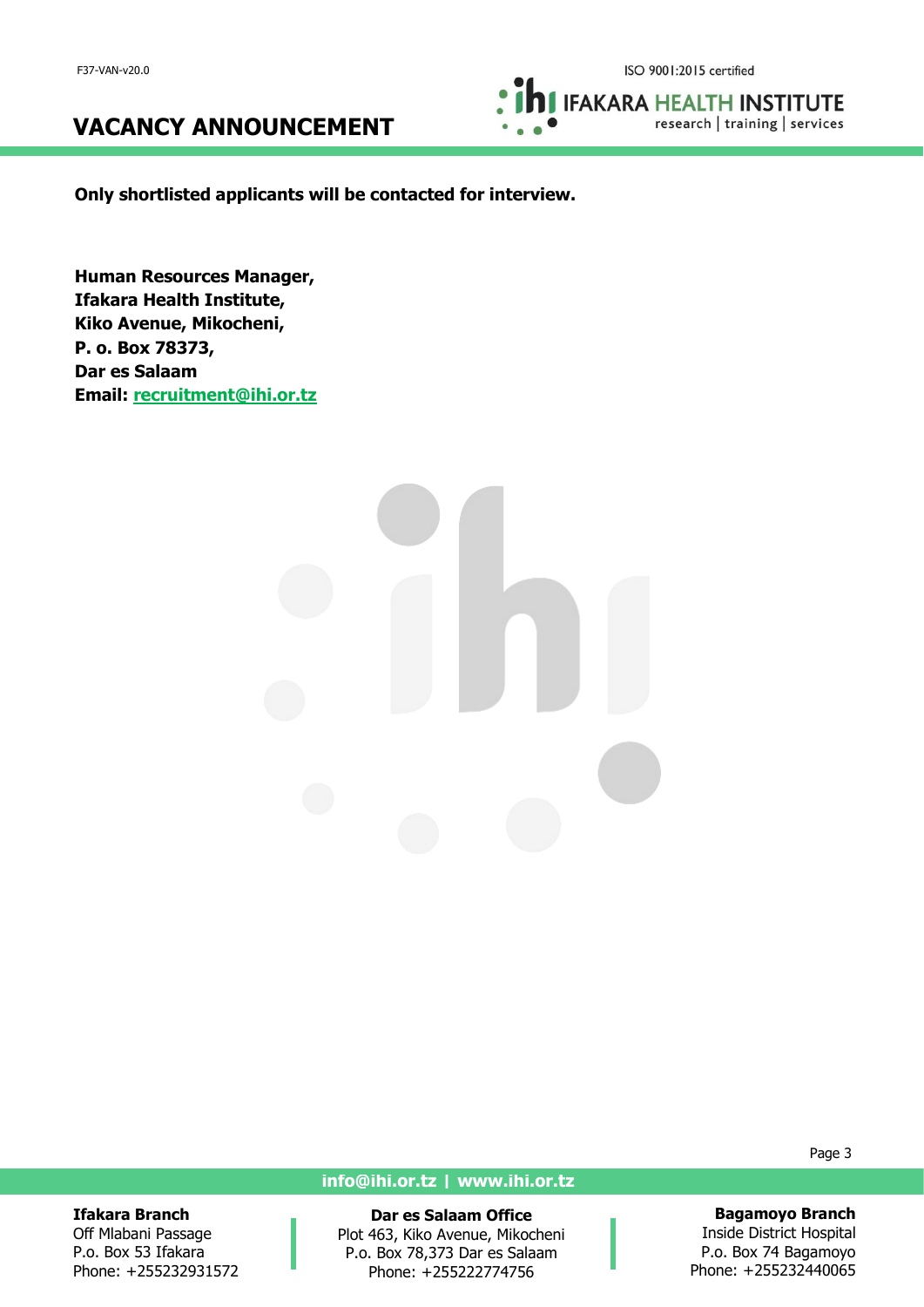**Only shortlisted applicants will be contacted for interview.**

**Human Resources Manager,**
**Ifakara Health Institute,**
**Kiko Avenue, Mikocheni,**
**P. o. Box 78373,**
**Dar es Salaam**
**Email: recruitment@ihi.or.tz**